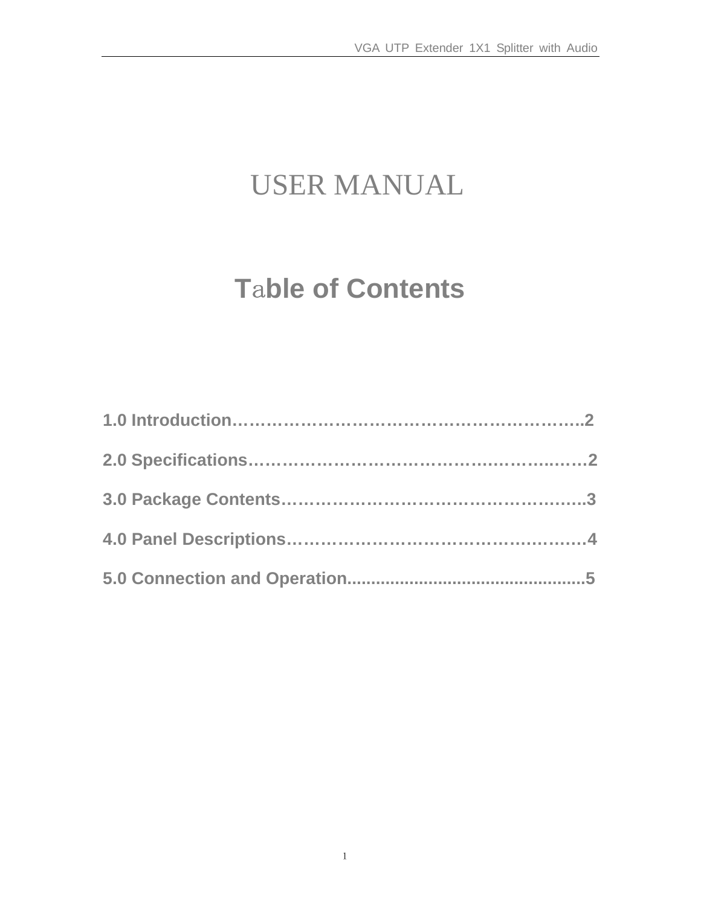# USER MANUAL

## Table of Contents

**1.0 Introduction……………………………………………………..2**

**2.0 Specifications……………………………………….……..……2**

**3.0 Package Contents………………………………………….…...3**

**4.0 Panel Descriptions……………………………………….……4**

**5.0 Connection and Operation..................................................5**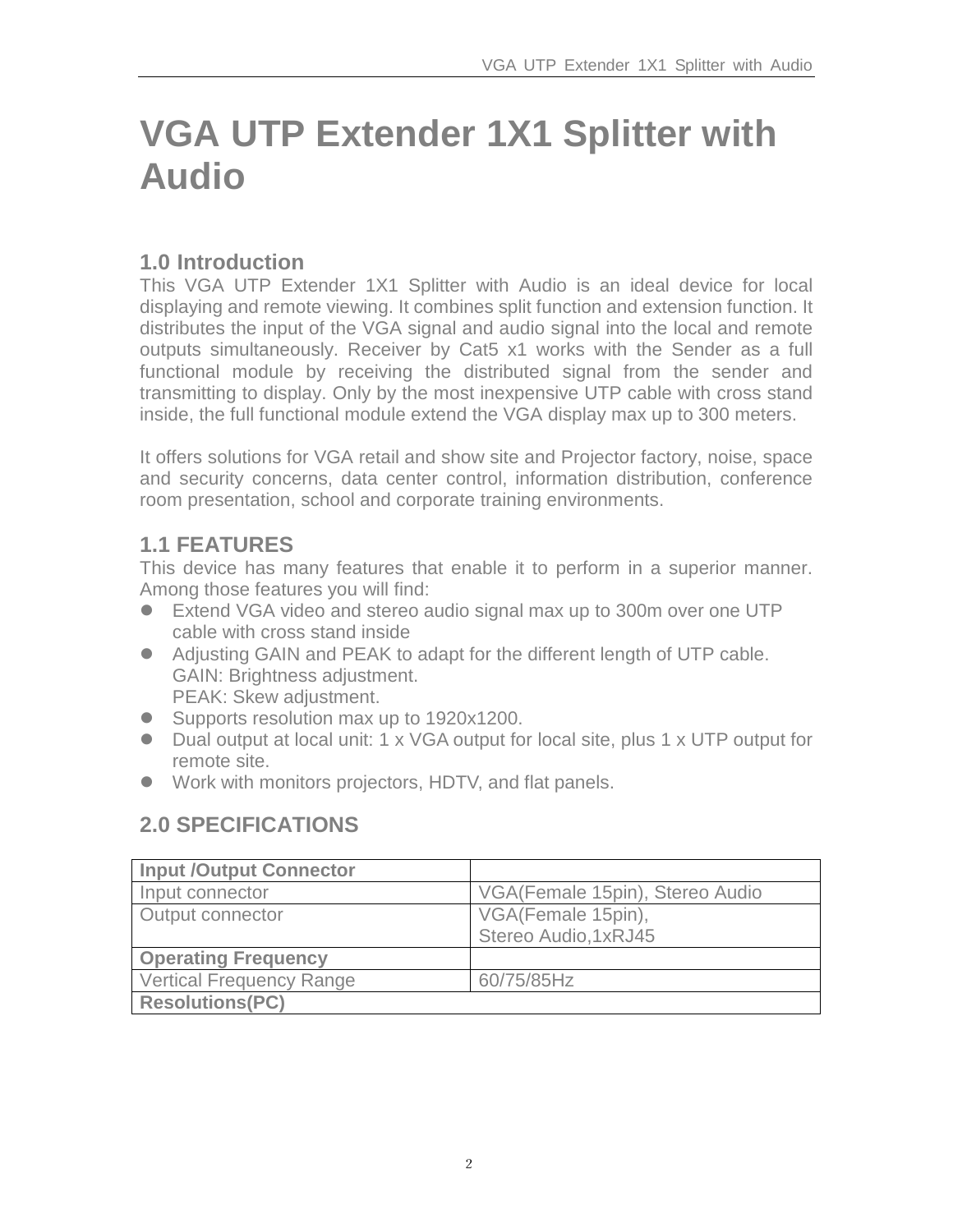# VGA UTP Extender 1X1 Splitter with Audio

## 1.0 Introduction

This VGA UTP Extender 1X1 Splitter with Audio is an ideal device for local displaying and remote viewing. It combines split function and extension function. It distributes the input of the VGA signal and audio signal into the local and remote outputs simultaneously. Receiver by Cat5 x1 works with the Sender as a full functional module by receiving the distributed signal from the sender and transmitting to display. Only by the most inexpensive UTP cable with cross stand inside, the full functional module extend the VGA display max up to 300 meters.

It offers solutions for VGA retail and show site and Projector factory, noise, space and security concerns, data center control, information distribution, conference room presentation, school and corporate training environments.

## 1.1 FEATURES

This device has many features that enable it to perform in a superior manner. Among those features you will find:

- Extend VGA video and stereo audio signal max up to 300m over one UTP cable with cross stand inside
- Adjusting GAIN and PEAK to adapt for the different length of UTP cable.
  GAIN: Brightness adjustment.
  PEAK: Skew adjustment.
- Supports resolution max up to 1920x1200.
- Dual output at local unit: 1 x VGA output for local site, plus 1 x UTP output for remote site.
- Work with monitors projectors, HDTV, and flat panels.

## 2.0 SPECIFICATIONS

| | |
|---|---|
| **Input /Output Connector** | |
| Input connector | VGA(Female 15pin), Stereo Audio |
| Output connector | VGA(Female 15pin),<br>Stereo Audio,1xRJ45 |
| **Operating Frequency** | |
| Vertical Frequency Range | 60/75/85Hz |
| **Resolutions(PC)** | |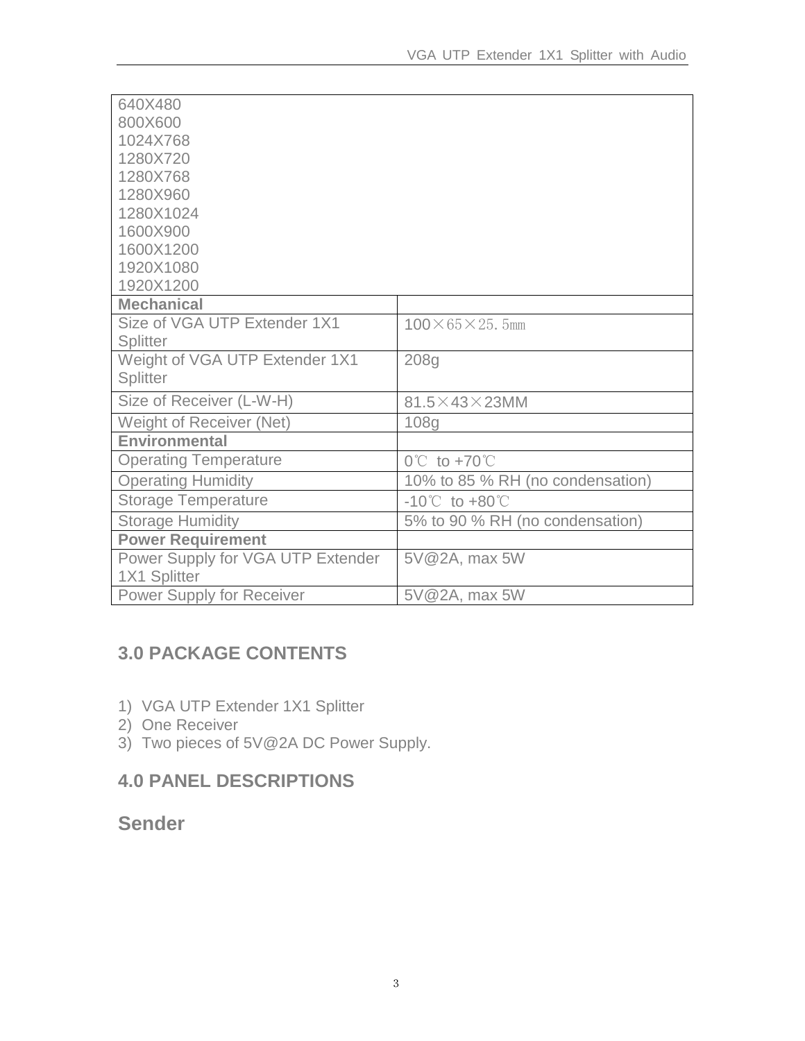| | |
|---|---|
| 640X480<br>800X600<br>1024X768<br>1280X720<br>1280X768<br>1280X960<br>1280X1024<br>1600X900<br>1600X1200<br>1920X1080<br>1920X1200 | |
| **Mechanical** | |
| Size of VGA UTP Extender 1X1 Splitter | 100×65×25.5mm |
| Weight of VGA UTP Extender 1X1 Splitter | 208g |
| Size of Receiver (L-W-H) | 81.5×43×23MM |
| Weight of Receiver (Net) | 108g |
| **Environmental** | |
| Operating Temperature | 0℃ to +70℃ |
| Operating Humidity | 10% to 85 % RH (no condensation) |
| Storage Temperature | -10℃ to +80℃ |
| Storage Humidity | 5% to 90 % RH (no condensation) |
| **Power Requirement** | |
| Power Supply for VGA UTP Extender 1X1 Splitter | 5V@2A, max 5W |
| Power Supply for Receiver | 5V@2A, max 5W |

## 3.0 PACKAGE CONTENTS

1) VGA UTP Extender 1X1 Splitter
2) One Receiver
3) Two pieces of 5V@2A DC Power Supply.

## 4.0 PANEL DESCRIPTIONS

## Sender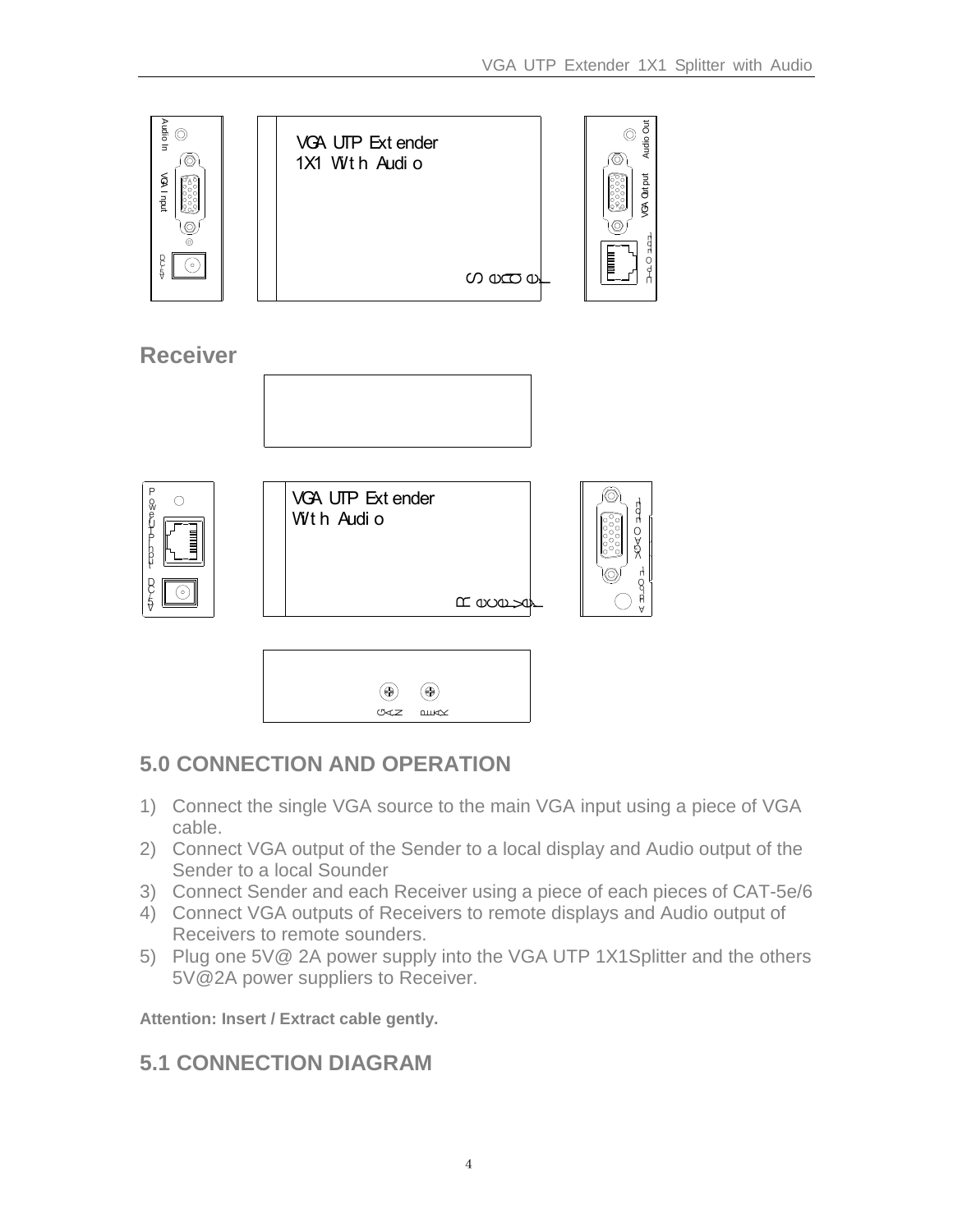VGA UTP Extender
1X1 With Audio

## Receiver

VGA UTP Extender
With Audio

## 5.0 CONNECTION AND OPERATION

1) Connect the single VGA source to the main VGA input using a piece of VGA cable.
2) Connect VGA output of the Sender to a local display and Audio output of the Sender to a local Sounder
3) Connect Sender and each Receiver using a piece of each pieces of CAT-5e/6
4) Connect VGA outputs of Receivers to remote displays and Audio output of Receivers to remote sounders.
5) Plug one 5V@ 2A power supply into the VGA UTP 1X1Splitter and the others 5V@2A power suppliers to Receiver.

**Attention: Insert / Extract cable gently.**

## 5.1 CONNECTION DIAGRAM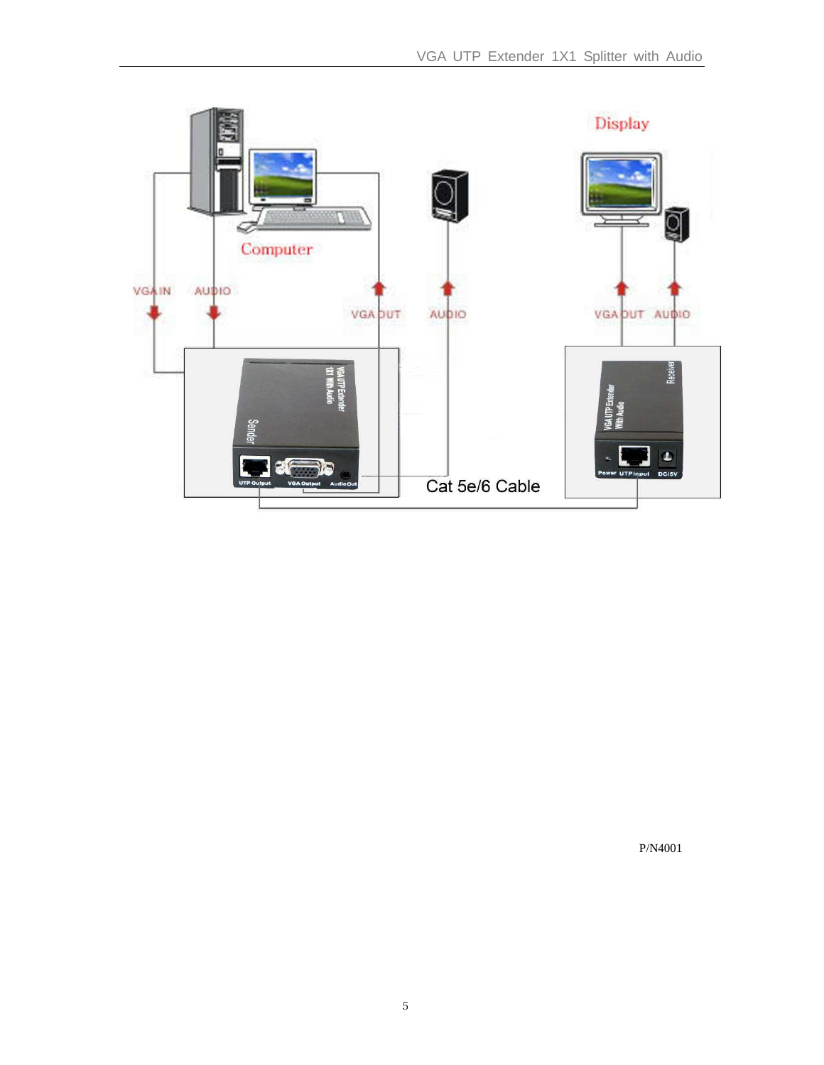Display

Computer

VGA IN

AUDIO

VGA OUT

AUDIO

VGA OUT

AUDIO

Sender

UTP Output

VGA Output

Audio Out

Cat 5e/6 Cable

Receiver

Power

UTP Input

DC/5V

P/N4001